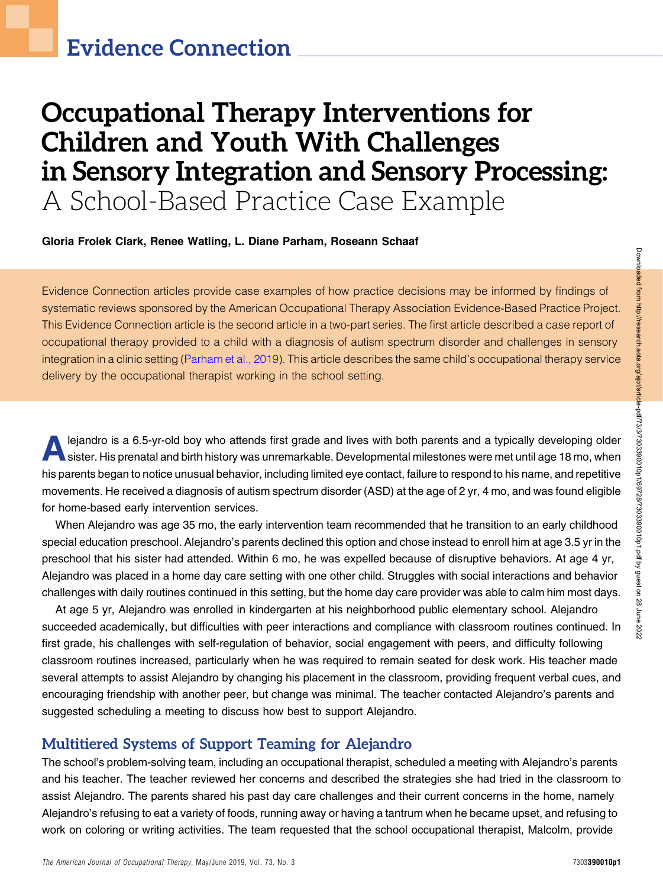# Evidence Connection

# Occupational Therapy Interventions for Children and Youth With Challenges in Sensory Integration and Sensory Processing: A School-Based Practice Case Example

**Gloria Frolek Clark, Renee Watling, L. Diane Parham, Roseann Schaaf**

Evidence Connection articles provide case examples of how practice decisions may be informed by findings of systematic reviews sponsored by the American Occupational Therapy Association Evidence-Based Practice Project. This Evidence Connection article is the second article in a two-part series. The first article described a case report of occupational therapy provided to a child with a diagnosis of autism spectrum disorder and challenges in sensory integration in a clinic setting (Parham et al., 2019). This article describes the same child's occupational therapy service delivery by the occupational therapist working in the school setting.

Alejandro is a 6.5-yr-old boy who attends first grade and lives with both parents and a typically developing older sister. His prenatal and birth history was unremarkable. Developmental milestones were met until age 18 mo, when his parents began to notice unusual behavior, including limited eye contact, failure to respond to his name, and repetitive movements. He received a diagnosis of autism spectrum disorder (ASD) at the age of 2 yr, 4 mo, and was found eligible for home-based early intervention services.

When Alejandro was age 35 mo, the early intervention team recommended that he transition to an early childhood special education preschool. Alejandro's parents declined this option and chose instead to enroll him at age 3.5 yr in the preschool that his sister had attended. Within 6 mo, he was expelled because of disruptive behaviors. At age 4 yr, Alejandro was placed in a home day care setting with one other child. Struggles with social interactions and behavior challenges with daily routines continued in this setting, but the home day care provider was able to calm him most days.

At age 5 yr, Alejandro was enrolled in kindergarten at his neighborhood public elementary school. Alejandro succeeded academically, but difficulties with peer interactions and compliance with classroom routines continued. In first grade, his challenges with self-regulation of behavior, social engagement with peers, and difficulty following classroom routines increased, particularly when he was required to remain seated for desk work. His teacher made several attempts to assist Alejandro by changing his placement in the classroom, providing frequent verbal cues, and encouraging friendship with another peer, but change was minimal. The teacher contacted Alejandro's parents and suggested scheduling a meeting to discuss how best to support Alejandro.

## Multitiered Systems of Support Teaming for Alejandro

The school's problem-solving team, including an occupational therapist, scheduled a meeting with Alejandro's parents and his teacher. The teacher reviewed her concerns and described the strategies she had tried in the classroom to assist Alejandro. The parents shared his past day care challenges and their current concerns in the home, namely Alejandro's refusing to eat a variety of foods, running away or having a tantrum when he became upset, and refusing to work on coloring or writing activities. The team requested that the school occupational therapist, Malcolm, provide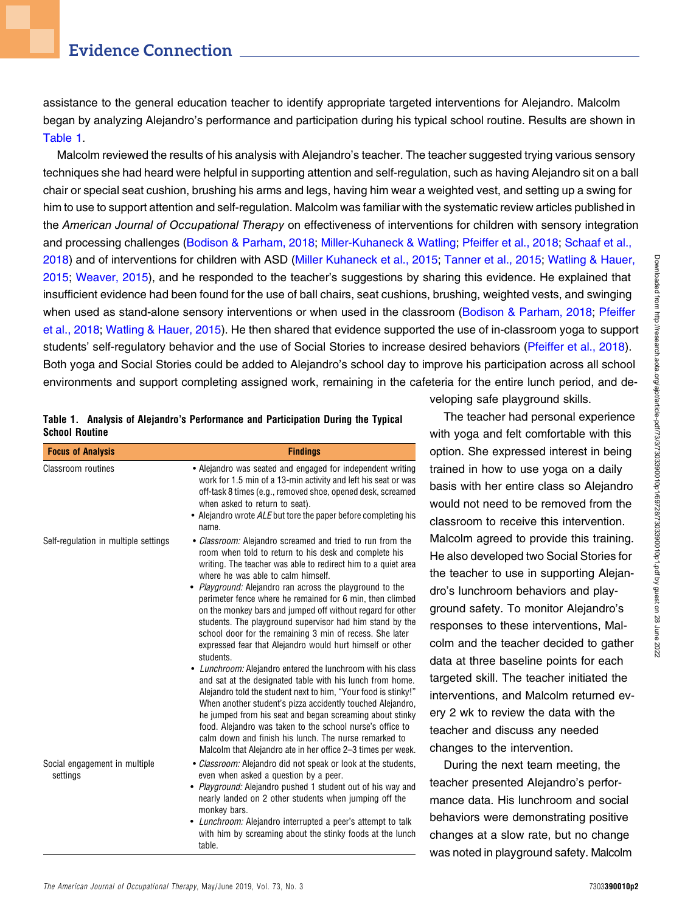assistance to the general education teacher to identify appropriate targeted interventions for Alejandro. Malcolm began by analyzing Alejandro's performance and participation during his typical school routine. Results are shown in Table 1.

Malcolm reviewed the results of his analysis with Alejandro's teacher. The teacher suggested trying various sensory techniques she had heard were helpful in supporting attention and self-regulation, such as having Alejandro sit on a ball chair or special seat cushion, brushing his arms and legs, having him wear a weighted vest, and setting up a swing for him to use to support attention and self-regulation. Malcolm was familiar with the systematic review articles published in the *American Journal of Occupational Therapy* on effectiveness of interventions for children with sensory integration and processing challenges (Bodison & Parham, 2018; Miller-Kuhaneck & Watling; Pfeiffer et al., 2018; Schaaf et al., 2018) and of interventions for children with ASD (Miller Kuhaneck et al., 2015; Tanner et al., 2015; Watling & Hauer, 2015; Weaver, 2015), and he responded to the teacher's suggestions by sharing this evidence. He explained that insufficient evidence had been found for the use of ball chairs, seat cushions, brushing, weighted vests, and swinging when used as stand-alone sensory interventions or when used in the classroom (Bodison & Parham, 2018; Pfeiffer et al., 2018; Watling & Hauer, 2015). He then shared that evidence supported the use of in-classroom yoga to support students' self-regulatory behavior and the use of Social Stories to increase desired behaviors (Pfeiffer et al., 2018). Both yoga and Social Stories could be added to Alejandro's school day to improve his participation across all school environments and support completing assigned work, remaining in the cafeteria for the entire lunch period, and developing safe playground skills.

**Table 1. Analysis of Alejandro's Performance and Participation During the Typical School Routine**

| Focus of Analysis | Findings |
|---|---|
| Classroom routines | • Alejandro was seated and engaged for independent writing work for 1.5 min of a 13-min activity and left his seat or was off-task 8 times (e.g., removed shoe, opened desk, screamed when asked to return to seat).<br>• Alejandro wrote *ALE* but tore the paper before completing his name. |
| Self-regulation in multiple settings | • *Classroom:* Alejandro screamed and tried to run from the room when told to return to his desk and complete his writing. The teacher was able to redirect him to a quiet area where he was able to calm himself.<br>• *Playground:* Alejandro ran across the playground to the perimeter fence where he remained for 6 min, then climbed on the monkey bars and jumped off without regard for other students. The playground supervisor had him stand by the school door for the remaining 3 min of recess. She later expressed fear that Alejandro would hurt himself or other students.<br>• *Lunchroom:* Alejandro entered the lunchroom with his class and sat at the designated table with his lunch from home. Alejandro told the student next to him, "Your food is stinky!" When another student's pizza accidently touched Alejandro, he jumped from his seat and began screaming about stinky food. Alejandro was taken to the school nurse's office to calm down and finish his lunch. The nurse remarked to Malcolm that Alejandro ate in her office 2–3 times per week. |
| Social engagement in multiple settings | • *Classroom:* Alejandro did not speak or look at the students, even when asked a question by a peer.<br>• *Playground:* Alejandro pushed 1 student out of his way and nearly landed on 2 other students when jumping off the monkey bars.<br>• *Lunchroom:* Alejandro interrupted a peer's attempt to talk with him by screaming about the stinky foods at the lunch table. |

The teacher had personal experience with yoga and felt comfortable with this option. She expressed interest in being trained in how to use yoga on a daily basis with her entire class so Alejandro would not need to be removed from the classroom to receive this intervention. Malcolm agreed to provide this training. He also developed two Social Stories for the teacher to use in supporting Alejandro's lunchroom behaviors and playground safety. To monitor Alejandro's responses to these interventions, Malcolm and the teacher decided to gather data at three baseline points for each targeted skill. The teacher initiated the interventions, and Malcolm returned every 2 wk to review the data with the teacher and discuss any needed changes to the intervention.

During the next team meeting, the teacher presented Alejandro's performance data. His lunchroom and social behaviors were demonstrating positive changes at a slow rate, but no change was noted in playground safety. Malcolm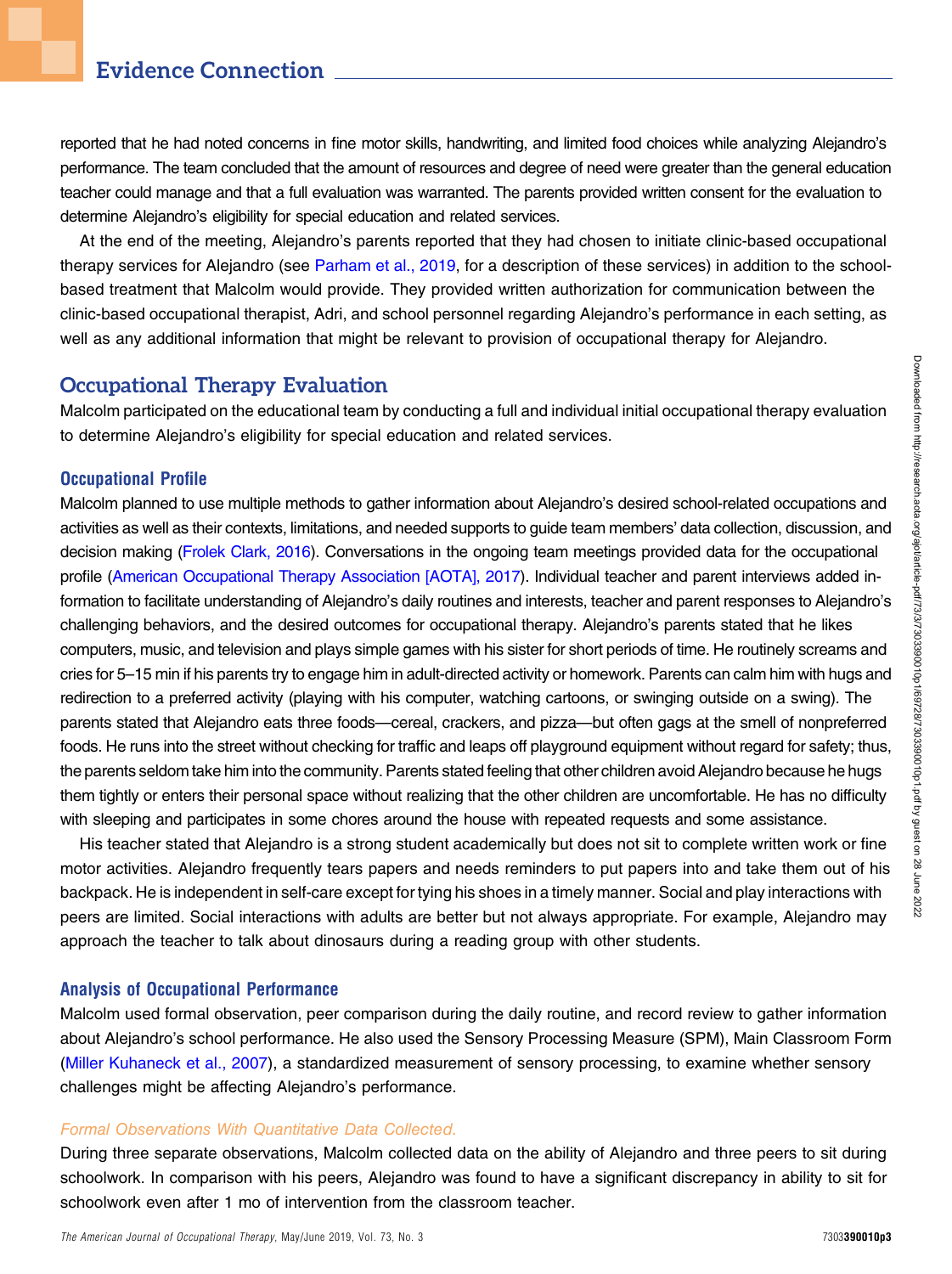reported that he had noted concerns in fine motor skills, handwriting, and limited food choices while analyzing Alejandro's performance. The team concluded that the amount of resources and degree of need were greater than the general education teacher could manage and that a full evaluation was warranted. The parents provided written consent for the evaluation to determine Alejandro's eligibility for special education and related services.

At the end of the meeting, Alejandro's parents reported that they had chosen to initiate clinic-based occupational therapy services for Alejandro (see Parham et al., 2019, for a description of these services) in addition to the school-based treatment that Malcolm would provide. They provided written authorization for communication between the clinic-based occupational therapist, Adri, and school personnel regarding Alejandro's performance in each setting, as well as any additional information that might be relevant to provision of occupational therapy for Alejandro.

## Occupational Therapy Evaluation

Malcolm participated on the educational team by conducting a full and individual initial occupational therapy evaluation to determine Alejandro's eligibility for special education and related services.

### Occupational Profile

Malcolm planned to use multiple methods to gather information about Alejandro's desired school-related occupations and activities as well as their contexts, limitations, and needed supports to guide team members' data collection, discussion, and decision making (Frolek Clark, 2016). Conversations in the ongoing team meetings provided data for the occupational profile (American Occupational Therapy Association [AOTA], 2017). Individual teacher and parent interviews added information to facilitate understanding of Alejandro's daily routines and interests, teacher and parent responses to Alejandro's challenging behaviors, and the desired outcomes for occupational therapy. Alejandro's parents stated that he likes computers, music, and television and plays simple games with his sister for short periods of time. He routinely screams and cries for 5–15 min if his parents try to engage him in adult-directed activity or homework. Parents can calm him with hugs and redirection to a preferred activity (playing with his computer, watching cartoons, or swinging outside on a swing). The parents stated that Alejandro eats three foods—cereal, crackers, and pizza—but often gags at the smell of nonpreferred foods. He runs into the street without checking for traffic and leaps off playground equipment without regard for safety; thus, the parents seldom take him into the community. Parents stated feeling that other children avoid Alejandro because he hugs them tightly or enters their personal space without realizing that the other children are uncomfortable. He has no difficulty with sleeping and participates in some chores around the house with repeated requests and some assistance.

His teacher stated that Alejandro is a strong student academically but does not sit to complete written work or fine motor activities. Alejandro frequently tears papers and needs reminders to put papers into and take them out of his backpack. He is independent in self-care except for tying his shoes in a timely manner. Social and play interactions with peers are limited. Social interactions with adults are better but not always appropriate. For example, Alejandro may approach the teacher to talk about dinosaurs during a reading group with other students.

### Analysis of Occupational Performance

Malcolm used formal observation, peer comparison during the daily routine, and record review to gather information about Alejandro's school performance. He also used the Sensory Processing Measure (SPM), Main Classroom Form (Miller Kuhaneck et al., 2007), a standardized measurement of sensory processing, to examine whether sensory challenges might be affecting Alejandro's performance.

#### *Formal Observations With Quantitative Data Collected.*

During three separate observations, Malcolm collected data on the ability of Alejandro and three peers to sit during schoolwork. In comparison with his peers, Alejandro was found to have a significant discrepancy in ability to sit for schoolwork even after 1 mo of intervention from the classroom teacher.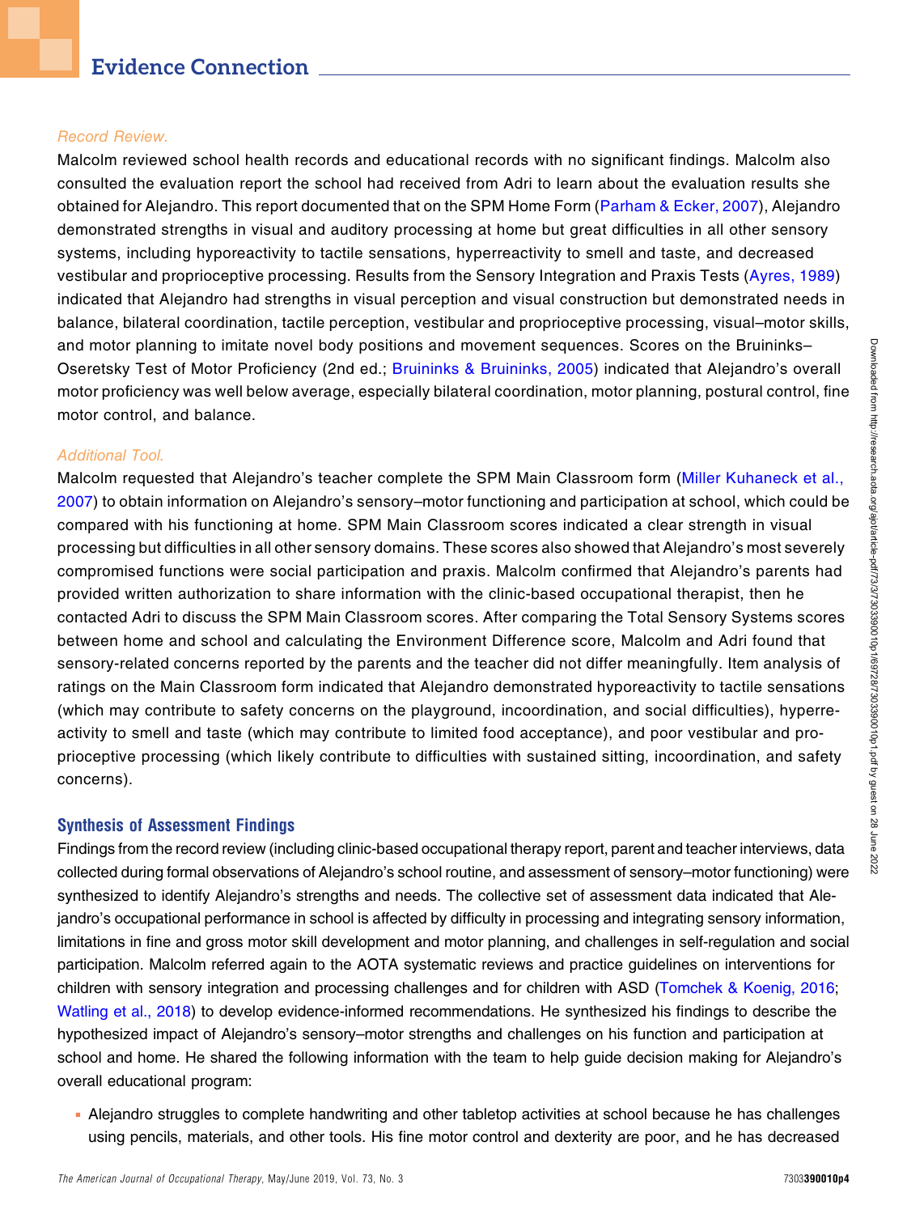*Record Review.*

Malcolm reviewed school health records and educational records with no significant findings. Malcolm also consulted the evaluation report the school had received from Adri to learn about the evaluation results she obtained for Alejandro. This report documented that on the SPM Home Form (Parham & Ecker, 2007), Alejandro demonstrated strengths in visual and auditory processing at home but great difficulties in all other sensory systems, including hyporeactivity to tactile sensations, hyperreactivity to smell and taste, and decreased vestibular and proprioceptive processing. Results from the Sensory Integration and Praxis Tests (Ayres, 1989) indicated that Alejandro had strengths in visual perception and visual construction but demonstrated needs in balance, bilateral coordination, tactile perception, vestibular and proprioceptive processing, visual–motor skills, and motor planning to imitate novel body positions and movement sequences. Scores on the Bruininks–Oseretsky Test of Motor Proficiency (2nd ed.; Bruininks & Bruininks, 2005) indicated that Alejandro's overall motor proficiency was well below average, especially bilateral coordination, motor planning, postural control, fine motor control, and balance.

*Additional Tool.*

Malcolm requested that Alejandro's teacher complete the SPM Main Classroom form (Miller Kuhaneck et al., 2007) to obtain information on Alejandro's sensory–motor functioning and participation at school, which could be compared with his functioning at home. SPM Main Classroom scores indicated a clear strength in visual processing but difficulties in all other sensory domains. These scores also showed that Alejandro's most severely compromised functions were social participation and praxis. Malcolm confirmed that Alejandro's parents had provided written authorization to share information with the clinic-based occupational therapist, then he contacted Adri to discuss the SPM Main Classroom scores. After comparing the Total Sensory Systems scores between home and school and calculating the Environment Difference score, Malcolm and Adri found that sensory-related concerns reported by the parents and the teacher did not differ meaningfully. Item analysis of ratings on the Main Classroom form indicated that Alejandro demonstrated hyporeactivity to tactile sensations (which may contribute to safety concerns on the playground, incoordination, and social difficulties), hyperreactivity to smell and taste (which may contribute to limited food acceptance), and poor vestibular and proprioceptive processing (which likely contribute to difficulties with sustained sitting, incoordination, and safety concerns).

## Synthesis of Assessment Findings

Findings from the record review (including clinic-based occupational therapy report, parent and teacher interviews, data collected during formal observations of Alejandro's school routine, and assessment of sensory–motor functioning) were synthesized to identify Alejandro's strengths and needs. The collective set of assessment data indicated that Alejandro's occupational performance in school is affected by difficulty in processing and integrating sensory information, limitations in fine and gross motor skill development and motor planning, and challenges in self-regulation and social participation. Malcolm referred again to the AOTA systematic reviews and practice guidelines on interventions for children with sensory integration and processing challenges and for children with ASD (Tomchek & Koenig, 2016; Watling et al., 2018) to develop evidence-informed recommendations. He synthesized his findings to describe the hypothesized impact of Alejandro's sensory–motor strengths and challenges on his function and participation at school and home. He shared the following information with the team to help guide decision making for Alejandro's overall educational program:

- Alejandro struggles to complete handwriting and other tabletop activities at school because he has challenges using pencils, materials, and other tools. His fine motor control and dexterity are poor, and he has decreased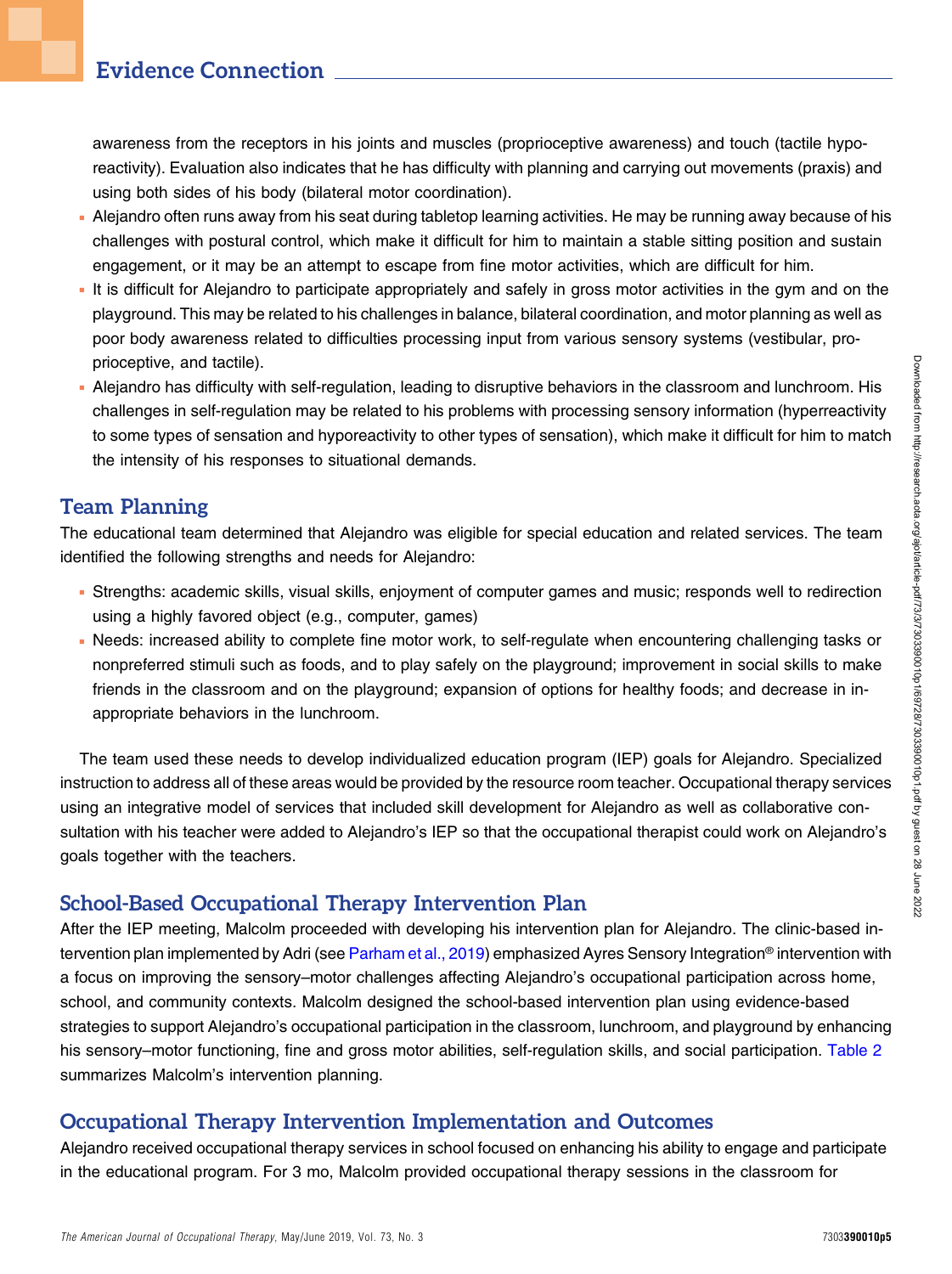awareness from the receptors in his joints and muscles (proprioceptive awareness) and touch (tactile hyporeactivity). Evaluation also indicates that he has difficulty with planning and carrying out movements (praxis) and using both sides of his body (bilateral motor coordination).

- Alejandro often runs away from his seat during tabletop learning activities. He may be running away because of his challenges with postural control, which make it difficult for him to maintain a stable sitting position and sustain engagement, or it may be an attempt to escape from fine motor activities, which are difficult for him.
- It is difficult for Alejandro to participate appropriately and safely in gross motor activities in the gym and on the playground. This may be related to his challenges in balance, bilateral coordination, and motor planning as well as poor body awareness related to difficulties processing input from various sensory systems (vestibular, proprioceptive, and tactile).
- Alejandro has difficulty with self-regulation, leading to disruptive behaviors in the classroom and lunchroom. His challenges in self-regulation may be related to his problems with processing sensory information (hyperreactivity to some types of sensation and hyporeactivity to other types of sensation), which make it difficult for him to match the intensity of his responses to situational demands.

## Team Planning

The educational team determined that Alejandro was eligible for special education and related services. The team identified the following strengths and needs for Alejandro:

- Strengths: academic skills, visual skills, enjoyment of computer games and music; responds well to redirection using a highly favored object (e.g., computer, games)
- Needs: increased ability to complete fine motor work, to self-regulate when encountering challenging tasks or nonpreferred stimuli such as foods, and to play safely on the playground; improvement in social skills to make friends in the classroom and on the playground; expansion of options for healthy foods; and decrease in inappropriate behaviors in the lunchroom.

The team used these needs to develop individualized education program (IEP) goals for Alejandro. Specialized instruction to address all of these areas would be provided by the resource room teacher. Occupational therapy services using an integrative model of services that included skill development for Alejandro as well as collaborative consultation with his teacher were added to Alejandro's IEP so that the occupational therapist could work on Alejandro's goals together with the teachers.

## School-Based Occupational Therapy Intervention Plan

After the IEP meeting, Malcolm proceeded with developing his intervention plan for Alejandro. The clinic-based intervention plan implemented by Adri (see Parham et al., 2019) emphasized Ayres Sensory Integration® intervention with a focus on improving the sensory–motor challenges affecting Alejandro's occupational participation across home, school, and community contexts. Malcolm designed the school-based intervention plan using evidence-based strategies to support Alejandro's occupational participation in the classroom, lunchroom, and playground by enhancing his sensory–motor functioning, fine and gross motor abilities, self-regulation skills, and social participation. Table 2 summarizes Malcolm's intervention planning.

## Occupational Therapy Intervention Implementation and Outcomes

Alejandro received occupational therapy services in school focused on enhancing his ability to engage and participate in the educational program. For 3 mo, Malcolm provided occupational therapy sessions in the classroom for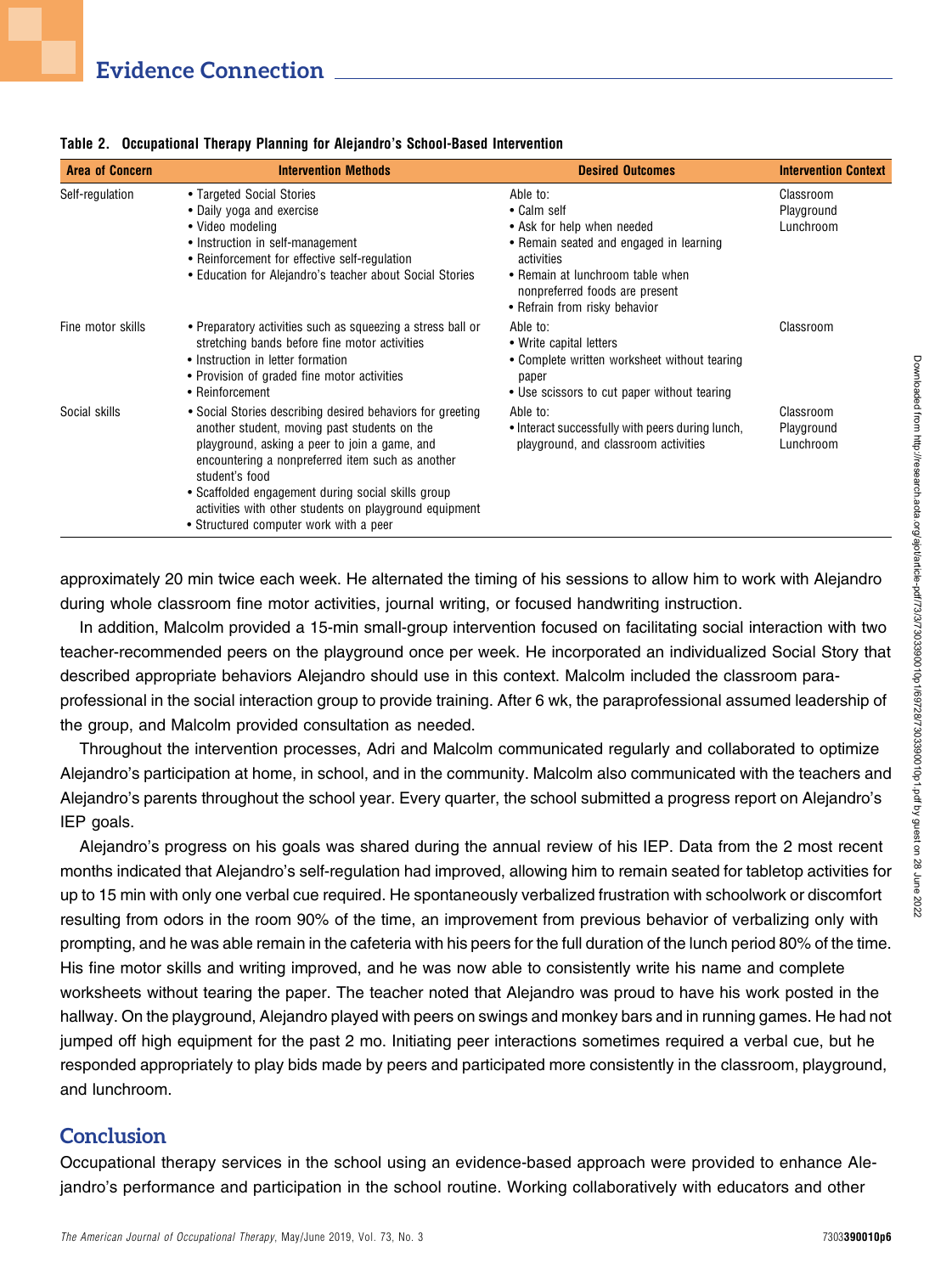**Table 2. Occupational Therapy Planning for Alejandro's School-Based Intervention**

| Area of Concern | Intervention Methods | Desired Outcomes | Intervention Context |
|---|---|---|---|
| Self-regulation | • Targeted Social Stories<br>• Daily yoga and exercise<br>• Video modeling<br>• Instruction in self-management<br>• Reinforcement for effective self-regulation<br>• Education for Alejandro's teacher about Social Stories | Able to:<br>• Calm self<br>• Ask for help when needed<br>• Remain seated and engaged in learning activities<br>• Remain at lunchroom table when nonpreferred foods are present<br>• Refrain from risky behavior | Classroom<br>Playground<br>Lunchroom |
| Fine motor skills | • Preparatory activities such as squeezing a stress ball or stretching bands before fine motor activities<br>• Instruction in letter formation<br>• Provision of graded fine motor activities<br>• Reinforcement | Able to:<br>• Write capital letters<br>• Complete written worksheet without tearing paper<br>• Use scissors to cut paper without tearing | Classroom |
| Social skills | • Social Stories describing desired behaviors for greeting another student, moving past students on the playground, asking a peer to join a game, and encountering a nonpreferred item such as another student's food<br>• Scaffolded engagement during social skills group activities with other students on playground equipment<br>• Structured computer work with a peer | Able to:<br>• Interact successfully with peers during lunch, playground, and classroom activities | Classroom<br>Playground<br>Lunchroom |

approximately 20 min twice each week. He alternated the timing of his sessions to allow him to work with Alejandro during whole classroom fine motor activities, journal writing, or focused handwriting instruction.

In addition, Malcolm provided a 15-min small-group intervention focused on facilitating social interaction with two teacher-recommended peers on the playground once per week. He incorporated an individualized Social Story that described appropriate behaviors Alejandro should use in this context. Malcolm included the classroom paraprofessional in the social interaction group to provide training. After 6 wk, the paraprofessional assumed leadership of the group, and Malcolm provided consultation as needed.

Throughout the intervention processes, Adri and Malcolm communicated regularly and collaborated to optimize Alejandro's participation at home, in school, and in the community. Malcolm also communicated with the teachers and Alejandro's parents throughout the school year. Every quarter, the school submitted a progress report on Alejandro's IEP goals.

Alejandro's progress on his goals was shared during the annual review of his IEP. Data from the 2 most recent months indicated that Alejandro's self-regulation had improved, allowing him to remain seated for tabletop activities for up to 15 min with only one verbal cue required. He spontaneously verbalized frustration with schoolwork or discomfort resulting from odors in the room 90% of the time, an improvement from previous behavior of verbalizing only with prompting, and he was able remain in the cafeteria with his peers for the full duration of the lunch period 80% of the time. His fine motor skills and writing improved, and he was now able to consistently write his name and complete worksheets without tearing the paper. The teacher noted that Alejandro was proud to have his work posted in the hallway. On the playground, Alejandro played with peers on swings and monkey bars and in running games. He had not jumped off high equipment for the past 2 mo. Initiating peer interactions sometimes required a verbal cue, but he responded appropriately to play bids made by peers and participated more consistently in the classroom, playground, and lunchroom.

## Conclusion

Occupational therapy services in the school using an evidence-based approach were provided to enhance Alejandro's performance and participation in the school routine. Working collaboratively with educators and other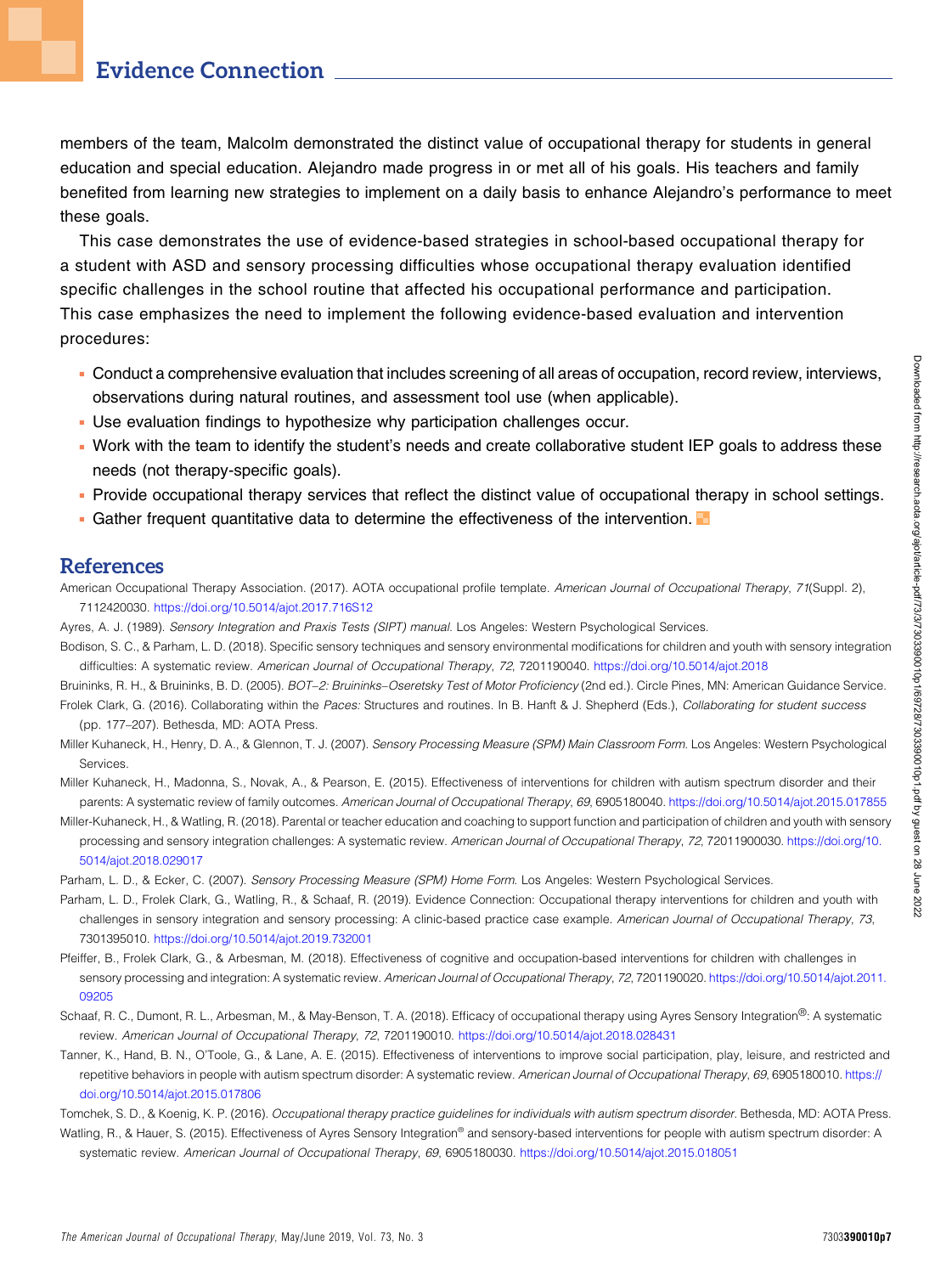members of the team, Malcolm demonstrated the distinct value of occupational therapy for students in general education and special education. Alejandro made progress in or met all of his goals. His teachers and family benefited from learning new strategies to implement on a daily basis to enhance Alejandro's performance to meet these goals.

This case demonstrates the use of evidence-based strategies in school-based occupational therapy for a student with ASD and sensory processing difficulties whose occupational therapy evaluation identified specific challenges in the school routine that affected his occupational performance and participation. This case emphasizes the need to implement the following evidence-based evaluation and intervention procedures:

- Conduct a comprehensive evaluation that includes screening of all areas of occupation, record review, interviews, observations during natural routines, and assessment tool use (when applicable).
- Use evaluation findings to hypothesize why participation challenges occur.
- Work with the team to identify the student's needs and create collaborative student IEP goals to address these needs (not therapy-specific goals).
- Provide occupational therapy services that reflect the distinct value of occupational therapy in school settings.
- Gather frequent quantitative data to determine the effectiveness of the intervention.

## References

American Occupational Therapy Association. (2017). AOTA occupational profile template. *American Journal of Occupational Therapy*, *71*(Suppl. 2), 7112420030. https://doi.org/10.5014/ajot.2017.716S12

Ayres, A. J. (1989). *Sensory Integration and Praxis Tests (SIPT) manual*. Los Angeles: Western Psychological Services.

Bodison, S. C., & Parham, L. D. (2018). Specific sensory techniques and sensory environmental modifications for children and youth with sensory integration difficulties: A systematic review. *American Journal of Occupational Therapy*, *72*, 7201190040. https://doi.org/10.5014/ajot.2018

Bruininks, R. H., & Bruininks, B. D. (2005). *BOT–2: Bruininks–Oseretsky Test of Motor Proficiency* (2nd ed.). Circle Pines, MN: American Guidance Service.

Frolek Clark, G. (2016). Collaborating within the *Paces:* Structures and routines. In B. Hanft & J. Shepherd (Eds.), *Collaborating for student success* (pp. 177–207). Bethesda, MD: AOTA Press.

Miller Kuhaneck, H., Henry, D. A., & Glennon, T. J. (2007). *Sensory Processing Measure (SPM) Main Classroom Form*. Los Angeles: Western Psychological Services.

Miller Kuhaneck, H., Madonna, S., Novak, A., & Pearson, E. (2015). Effectiveness of interventions for children with autism spectrum disorder and their parents: A systematic review of family outcomes. *American Journal of Occupational Therapy*, *69*, 6905180040. https://doi.org/10.5014/ajot.2015.017855

Miller-Kuhaneck, H., & Watling, R. (2018). Parental or teacher education and coaching to support function and participation of children and youth with sensory processing and sensory integration challenges: A systematic review. *American Journal of Occupational Therapy*, *72*, 72011900030. https://doi.org/10.5014/ajot.2018.029017

Parham, L. D., & Ecker, C. (2007). *Sensory Processing Measure (SPM) Home Form*. Los Angeles: Western Psychological Services.

Parham, L. D., Frolek Clark, G., Watling, R., & Schaaf, R. (2019). Evidence Connection: Occupational therapy interventions for children and youth with challenges in sensory integration and sensory processing: A clinic-based practice case example. *American Journal of Occupational Therapy*, *73*, 7301395010. https://doi.org/10.5014/ajot.2019.732001

Pfeiffer, B., Frolek Clark, G., & Arbesman, M. (2018). Effectiveness of cognitive and occupation-based interventions for children with challenges in sensory processing and integration: A systematic review. *American Journal of Occupational Therapy*, *72*, 7201190020. https://doi.org/10.5014/ajot.2011.09205

Schaaf, R. C., Dumont, R. L., Arbesman, M., & May-Benson, T. A. (2018). Efficacy of occupational therapy using Ayres Sensory Integration®: A systematic review. *American Journal of Occupational Therapy*, *72*, 7201190010. https://doi.org/10.5014/ajot.2018.028431

Tanner, K., Hand, B. N., O'Toole, G., & Lane, A. E. (2015). Effectiveness of interventions to improve social participation, play, leisure, and restricted and repetitive behaviors in people with autism spectrum disorder: A systematic review. *American Journal of Occupational Therapy*, *69*, 6905180010. https://doi.org/10.5014/ajot.2015.017806

Tomchek, S. D., & Koenig, K. P. (2016). *Occupational therapy practice guidelines for individuals with autism spectrum disorder*. Bethesda, MD: AOTA Press.

Watling, R., & Hauer, S. (2015). Effectiveness of Ayres Sensory Integration® and sensory-based interventions for people with autism spectrum disorder: A systematic review. *American Journal of Occupational Therapy*, *69*, 6905180030. https://doi.org/10.5014/ajot.2015.018051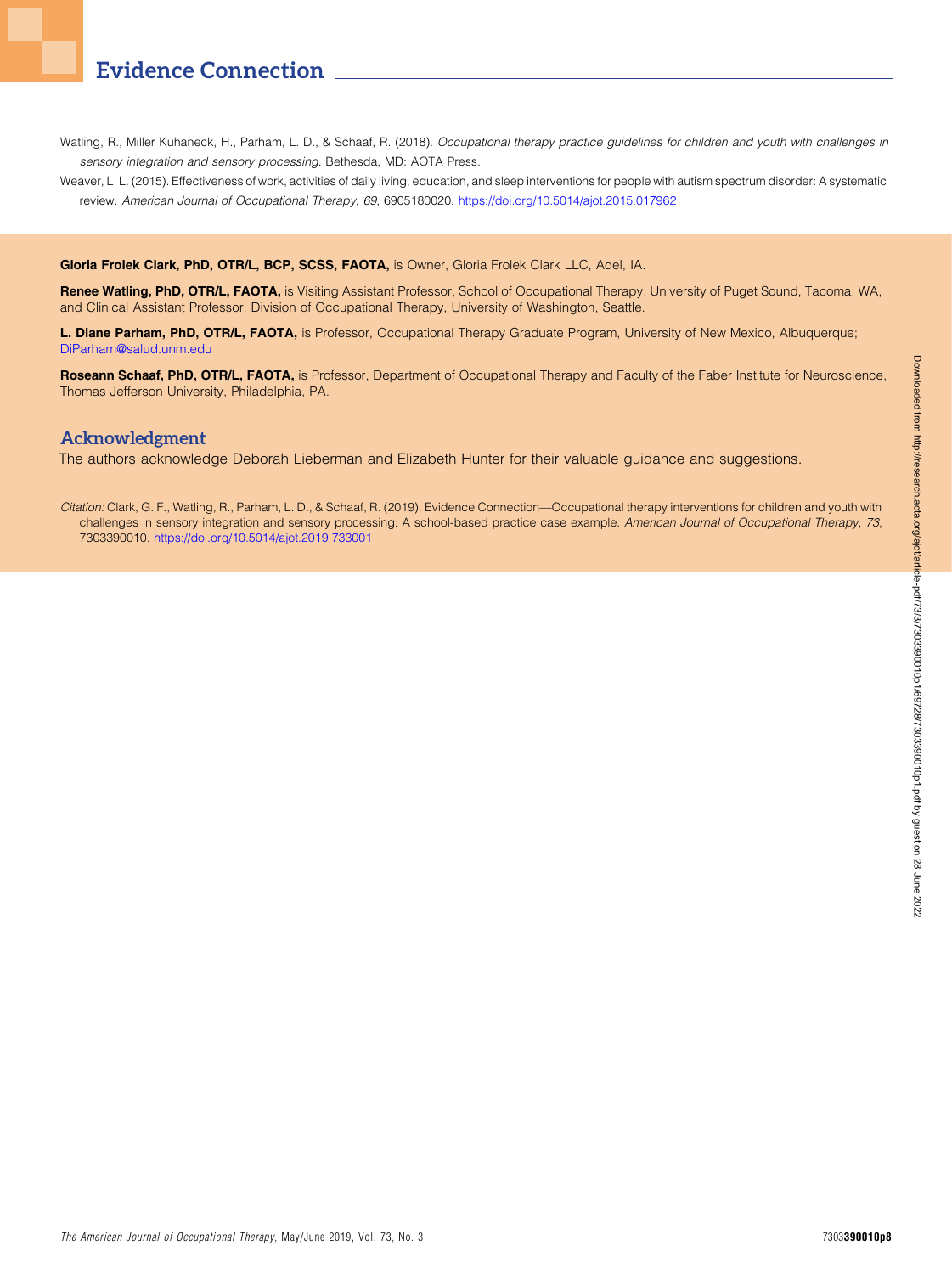Watling, R., Miller Kuhaneck, H., Parham, L. D., & Schaaf, R. (2018). *Occupational therapy practice guidelines for children and youth with challenges in sensory integration and sensory processing*. Bethesda, MD: AOTA Press.

Weaver, L. L. (2015). Effectiveness of work, activities of daily living, education, and sleep interventions for people with autism spectrum disorder: A systematic review. *American Journal of Occupational Therapy, 69*, 6905180020. https://doi.org/10.5014/ajot.2015.017962

**Gloria Frolek Clark, PhD, OTR/L, BCP, SCSS, FAOTA,** is Owner, Gloria Frolek Clark LLC, Adel, IA.

**Renee Watling, PhD, OTR/L, FAOTA,** is Visiting Assistant Professor, School of Occupational Therapy, University of Puget Sound, Tacoma, WA, and Clinical Assistant Professor, Division of Occupational Therapy, University of Washington, Seattle.

**L. Diane Parham, PhD, OTR/L, FAOTA,** is Professor, Occupational Therapy Graduate Program, University of New Mexico, Albuquerque; DiParham@salud.unm.edu

**Roseann Schaaf, PhD, OTR/L, FAOTA,** is Professor, Department of Occupational Therapy and Faculty of the Faber Institute for Neuroscience, Thomas Jefferson University, Philadelphia, PA.

## Acknowledgment

The authors acknowledge Deborah Lieberman and Elizabeth Hunter for their valuable guidance and suggestions.

*Citation:* Clark, G. F., Watling, R., Parham, L. D., & Schaaf, R. (2019). Evidence Connection—Occupational therapy interventions for children and youth with challenges in sensory integration and sensory processing: A school-based practice case example. *American Journal of Occupational Therapy, 73,* 7303390010. https://doi.org/10.5014/ajot.2019.733001